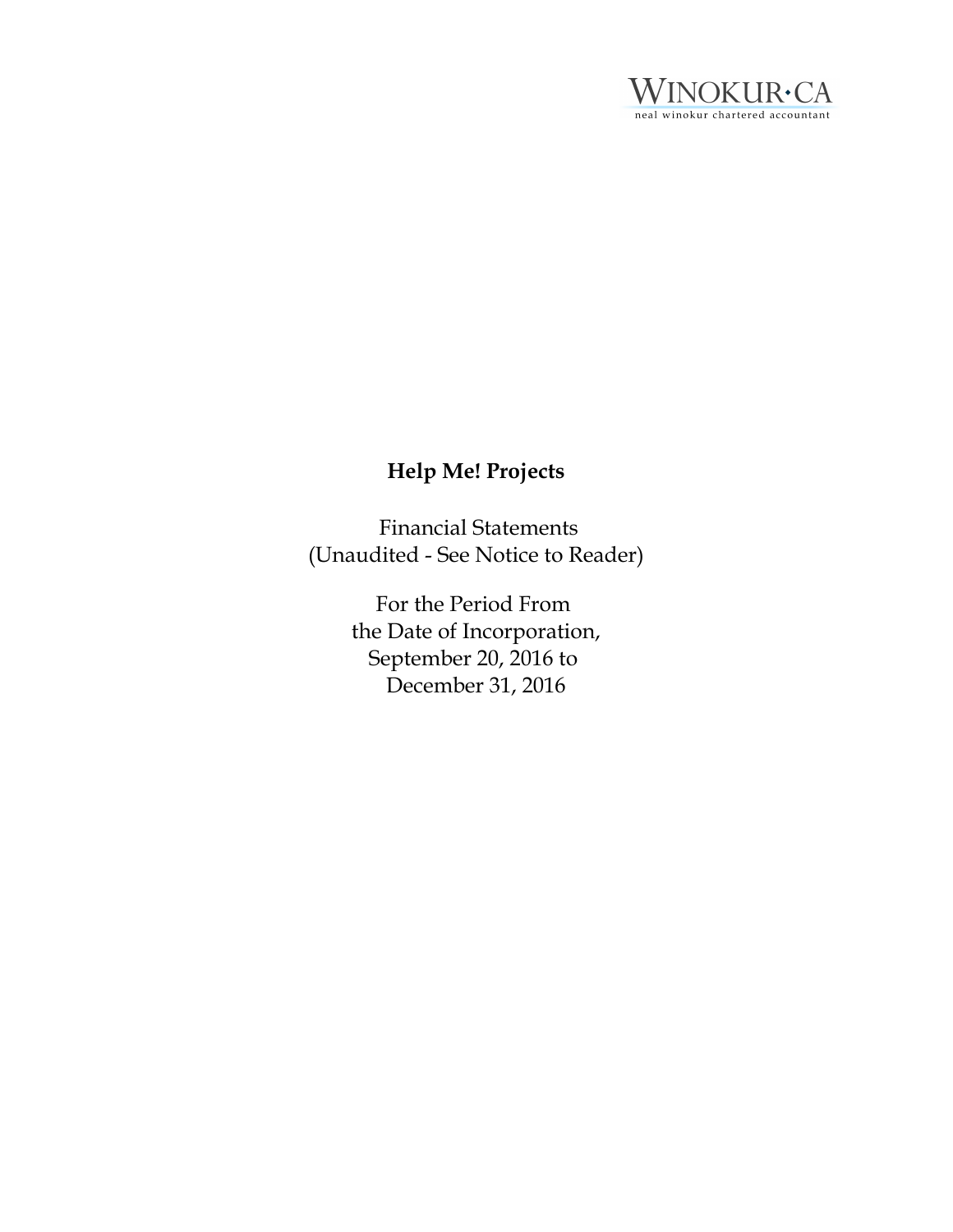WINOKUR·CA
neal winokur chartered accountant

# Help Me! Projects

Financial Statements
(Unaudited - See Notice to Reader)

For the Period From
the Date of Incorporation,
September 20, 2016 to
December 31, 2016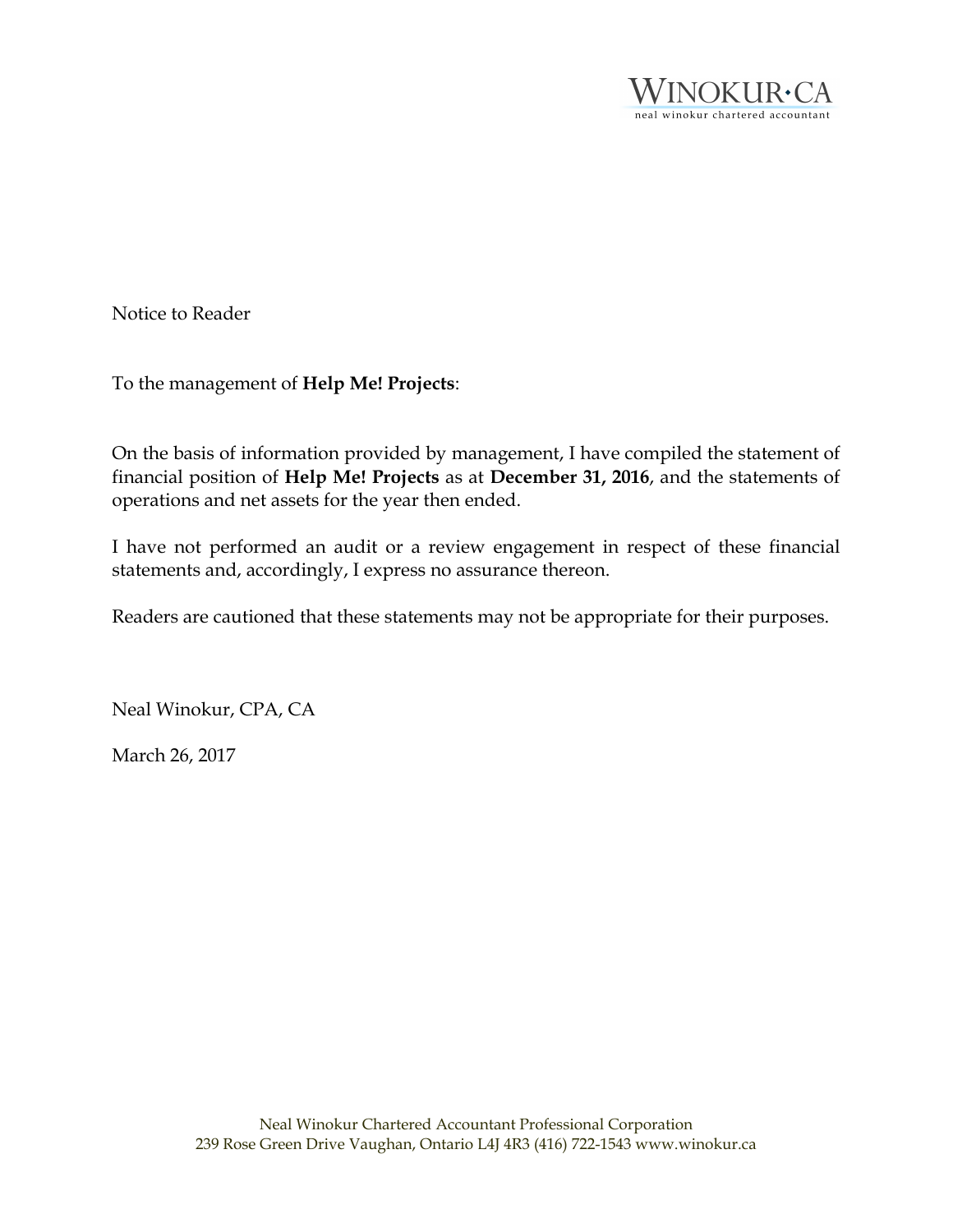WINOKUR·CA
neal winokur chartered accountant

Notice to Reader

To the management of **Help Me! Projects**:

On the basis of information provided by management, I have compiled the statement of financial position of **Help Me! Projects** as at **December 31, 2016**, and the statements of operations and net assets for the year then ended.

I have not performed an audit or a review engagement in respect of these financial statements and, accordingly, I express no assurance thereon.

Readers are cautioned that these statements may not be appropriate for their purposes.

Neal Winokur, CPA, CA

March 26, 2017

Neal Winokur Chartered Accountant Professional Corporation
239 Rose Green Drive Vaughan, Ontario L4J 4R3 (416) 722-1543 www.winokur.ca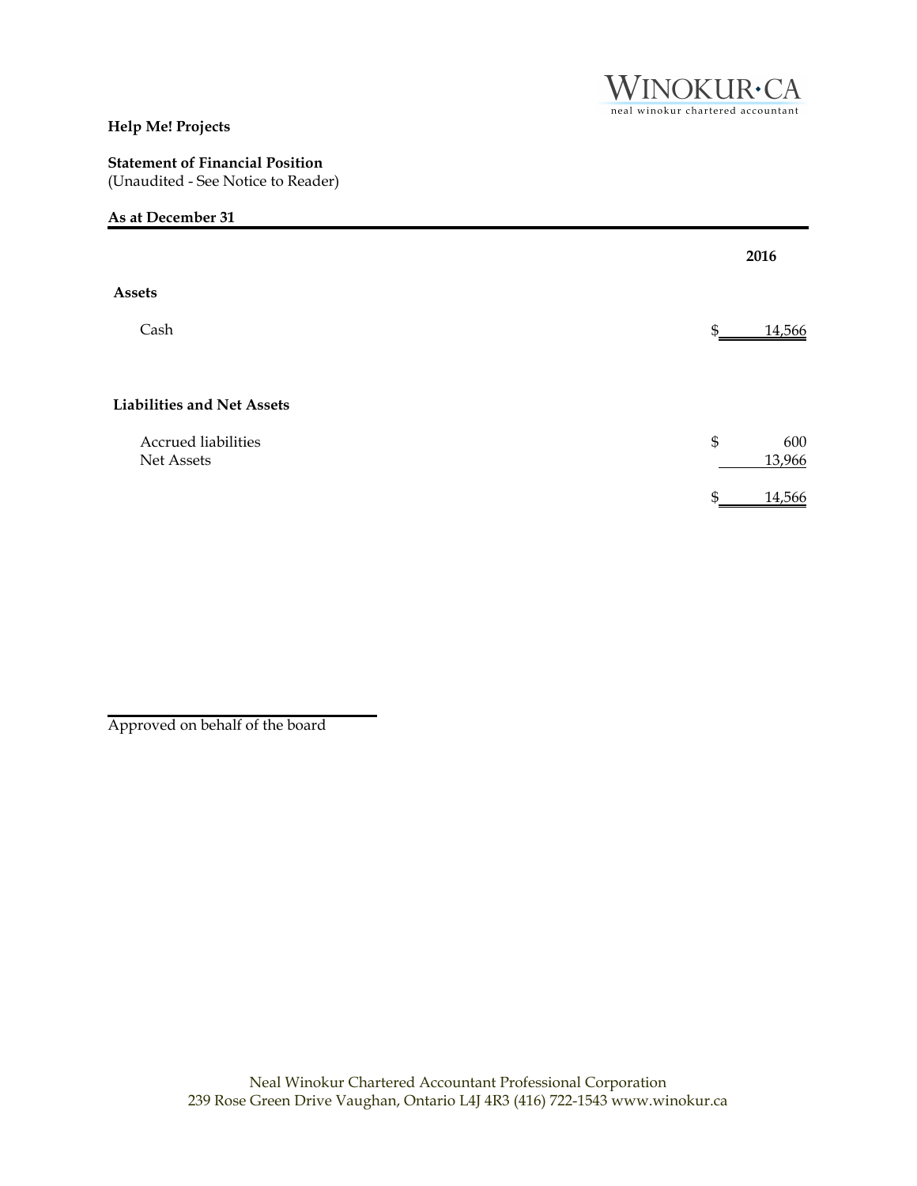**Help Me! Projects**

**Statement of Financial Position**
(Unaudited - See Notice to Reader)

**As at December 31**

| | 2016 |
|---|---|
| **Assets** | |
| Cash | $ 14,566 |
| **Liabilities and Net Assets** | |
| Accrued liabilities | $ 600 |
| Net Assets | 13,966 |
| | $ 14,566 |

Approved on behalf of the board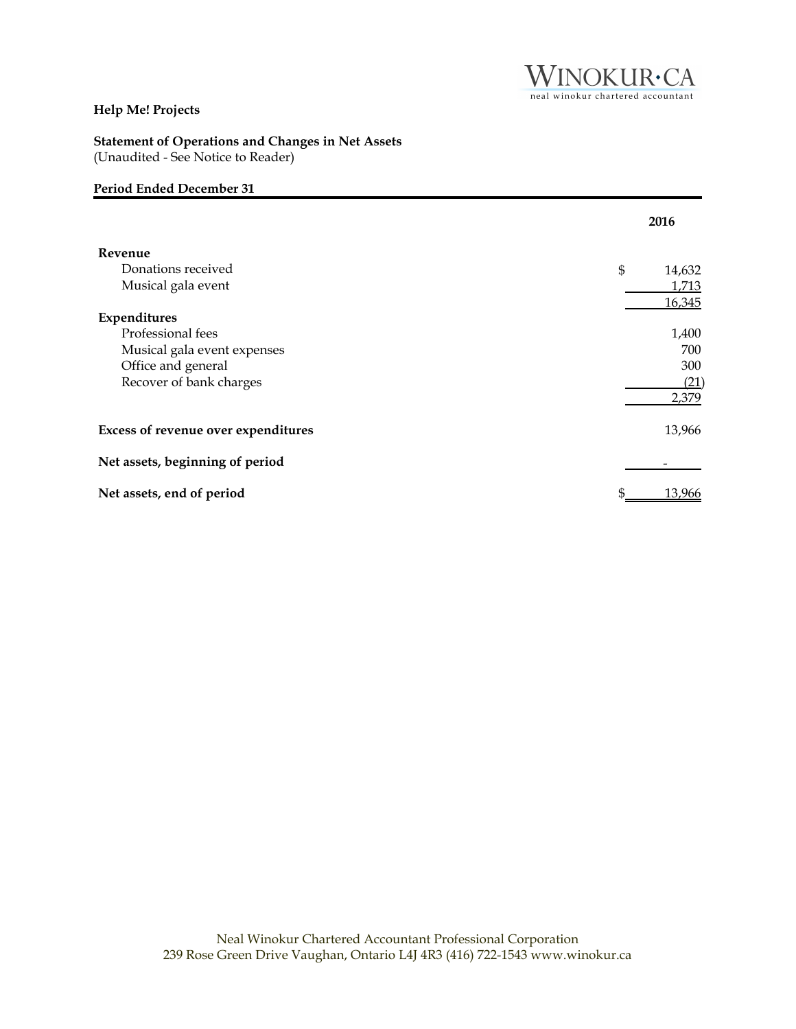**Help Me! Projects**

**Statement of Operations and Changes in Net Assets**
(Unaudited - See Notice to Reader)

**Period Ended December 31**

| | | 2016 |
|---|---|---|
| **Revenue** | | |
| Donations received | $ | 14,632 |
| Musical gala event | | 1,713 |
| | | 16,345 |
| **Expenditures** | | |
| Professional fees | | 1,400 |
| Musical gala event expenses | | 700 |
| Office and general | | 300 |
| Recover of bank charges | | (21) |
| | | 2,379 |
| **Excess of revenue over expenditures** | | 13,966 |
| **Net assets, beginning of period** | | - |
| **Net assets, end of period** | $ | 13,966 |